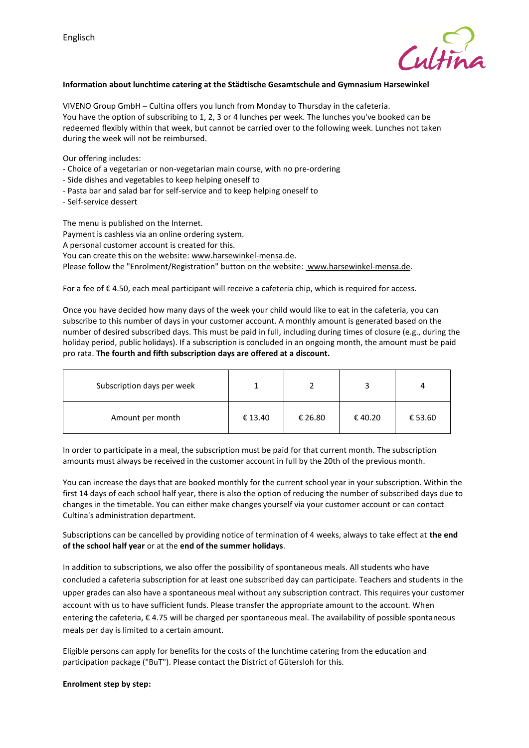Englisch

**Information about lunchtime catering at the Städtische Gesamtschule and Gymnasium Harsewinkel**

VIVENO Group GmbH – Cultina offers you lunch from Monday to Thursday in the cafeteria.
You have the option of subscribing to 1, 2, 3 or 4 lunches per week. The lunches you've booked can be redeemed flexibly within that week, but cannot be carried over to the following week. Lunches not taken during the week will not be reimbursed.

Our offering includes:
- Choice of a vegetarian or non-vegetarian main course, with no pre-ordering
- Side dishes and vegetables to keep helping oneself to
- Pasta bar and salad bar for self-service and to keep helping oneself to
- Self-service dessert

The menu is published on the Internet.
Payment is cashless via an online ordering system.
A personal customer account is created for this.
You can create this on the website: www.harsewinkel-mensa.de.
Please follow the "Enrolment/Registration" button on the website: www.harsewinkel-mensa.de.

For a fee of € 4.50, each meal participant will receive a cafeteria chip, which is required for access.

Once you have decided how many days of the week your child would like to eat in the cafeteria, you can subscribe to this number of days in your customer account. A monthly amount is generated based on the number of desired subscribed days. This must be paid in full, including during times of closure (e.g., during the holiday period, public holidays). If a subscription is concluded in an ongoing month, the amount must be paid pro rata. **The fourth and fifth subscription days are offered at a discount.**

| Subscription days per week | 1 | 2 | 3 | 4 |
|---|---|---|---|---|
| Amount per month | € 13.40 | € 26.80 | € 40.20 | € 53.60 |

In order to participate in a meal, the subscription must be paid for that current month. The subscription amounts must always be received in the customer account in full by the 20th of the previous month.

You can increase the days that are booked monthly for the current school year in your subscription. Within the first 14 days of each school half year, there is also the option of reducing the number of subscribed days due to changes in the timetable. You can either make changes yourself via your customer account or can contact Cultina's administration department.

Subscriptions can be cancelled by providing notice of termination of 4 weeks, always to take effect at **the end of the school half year** or at the **end of the summer holidays**.

In addition to subscriptions, we also offer the possibility of spontaneous meals. All students who have concluded a cafeteria subscription for at least one subscribed day can participate. Teachers and students in the upper grades can also have a spontaneous meal without any subscription contract. This requires your customer account with us to have sufficient funds. Please transfer the appropriate amount to the account. When entering the cafeteria, € 4.75 will be charged per spontaneous meal. The availability of possible spontaneous meals per day is limited to a certain amount.

Eligible persons can apply for benefits for the costs of the lunchtime catering from the education and participation package ("BuT"). Please contact the District of Gütersloh for this.

**Enrolment step by step:**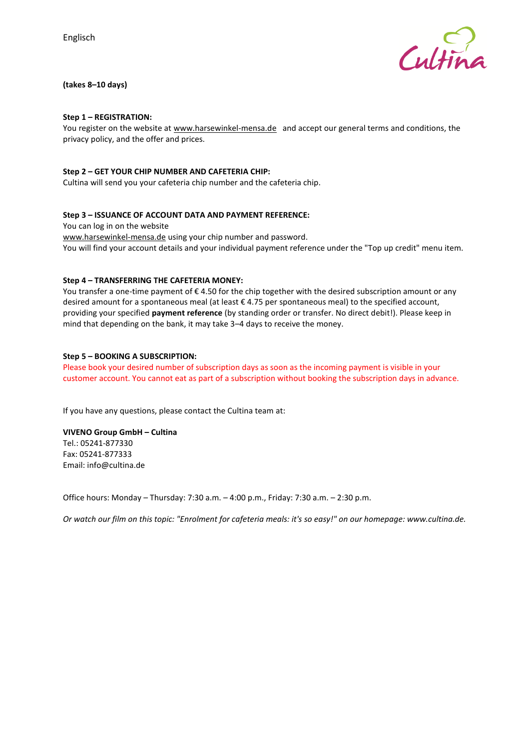Englisch

**(takes 8–10 days)**

**Step 1 – REGISTRATION:**
You register on the website at www.harsewinkel-mensa.de and accept our general terms and conditions, the privacy policy, and the offer and prices.

**Step 2 – GET YOUR CHIP NUMBER AND CAFETERIA CHIP:**
Cultina will send you your cafeteria chip number and the cafeteria chip.

**Step 3 – ISSUANCE OF ACCOUNT DATA AND PAYMENT REFERENCE:**
You can log in on the website
www.harsewinkel-mensa.de using your chip number and password.
You will find your account details and your individual payment reference under the "Top up credit" menu item.

**Step 4 – TRANSFERRING THE CAFETERIA MONEY:**
You transfer a one-time payment of € 4.50 for the chip together with the desired subscription amount or any desired amount for a spontaneous meal (at least € 4.75 per spontaneous meal) to the specified account, providing your specified **payment reference** (by standing order or transfer. No direct debit!). Please keep in mind that depending on the bank, it may take 3–4 days to receive the money.

**Step 5 – BOOKING A SUBSCRIPTION:**
Please book your desired number of subscription days as soon as the incoming payment is visible in your customer account. You cannot eat as part of a subscription without booking the subscription days in advance.

If you have any questions, please contact the Cultina team at:

**VIVENO Group GmbH – Cultina**
Tel.: 05241-877330
Fax: 05241-877333
Email: info@cultina.de

Office hours: Monday – Thursday: 7:30 a.m. – 4:00 p.m., Friday: 7:30 a.m. – 2:30 p.m.

*Or watch our film on this topic: "Enrolment for cafeteria meals: it's so easy!" on our homepage: www.cultina.de.*